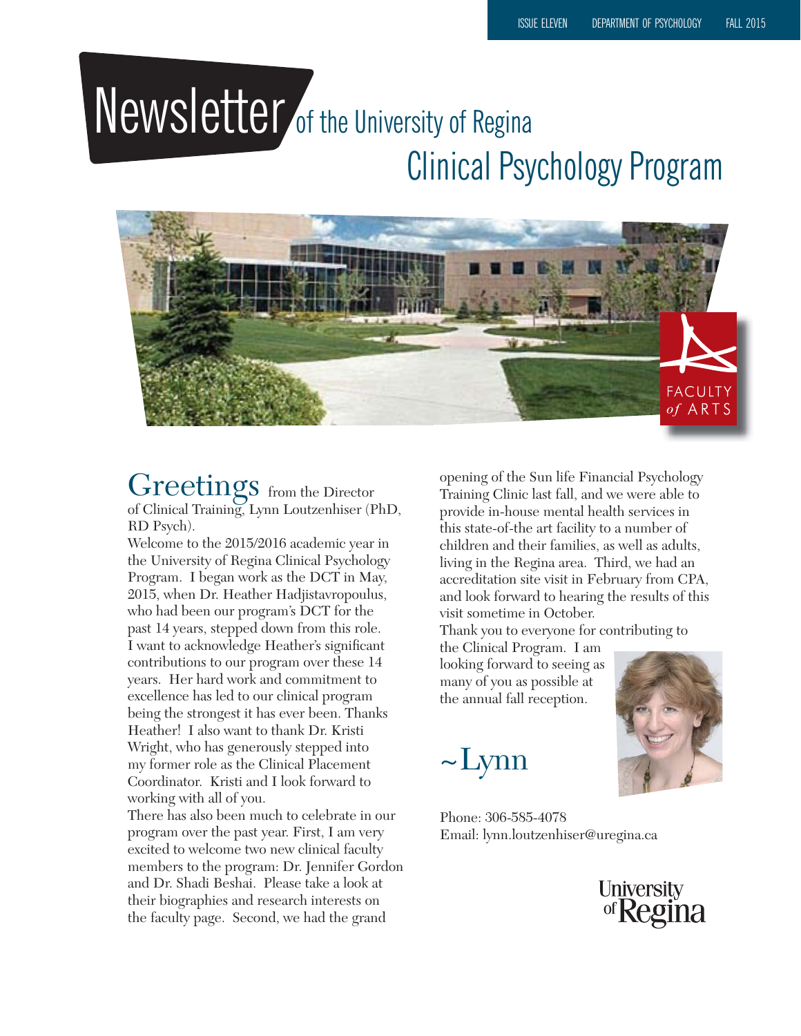ISSUE ELEVEN    DEPARTMENT OF PSYCHOLOGY    FALL 2015

# Newsletter of the University of Regina Clinical Psychology Program

FACULTY of ARTS

## Greetings from the Director of Clinical Training, Lynn Loutzenhiser (PhD, RD Psych).

Welcome to the 2015/2016 academic year in the University of Regina Clinical Psychology Program. I began work as the DCT in May, 2015, when Dr. Heather Hadjistavropoulus, who had been our program's DCT for the past 14 years, stepped down from this role. I want to acknowledge Heather's significant contributions to our program over these 14 years. Her hard work and commitment to excellence has led to our clinical program being the strongest it has ever been. Thanks Heather! I also want to thank Dr. Kristi Wright, who has generously stepped into my former role as the Clinical Placement Coordinator. Kristi and I look forward to working with all of you.

There has also been much to celebrate in our program over the past year. First, I am very excited to welcome two new clinical faculty members to the program: Dr. Jennifer Gordon and Dr. Shadi Beshai. Please take a look at their biographies and research interests on the faculty page. Second, we had the grand opening of the Sun life Financial Psychology Training Clinic last fall, and we were able to provide in-house mental health services in this state-of-the art facility to a number of children and their families, as well as adults, living in the Regina area. Third, we had an accreditation site visit in February from CPA, and look forward to hearing the results of this visit sometime in October.

Thank you to everyone for contributing to the Clinical Program. I am looking forward to seeing as many of you as possible at the annual fall reception.

~Lynn

Phone: 306-585-4078
Email: lynn.loutzenhiser@uregina.ca

University of Regina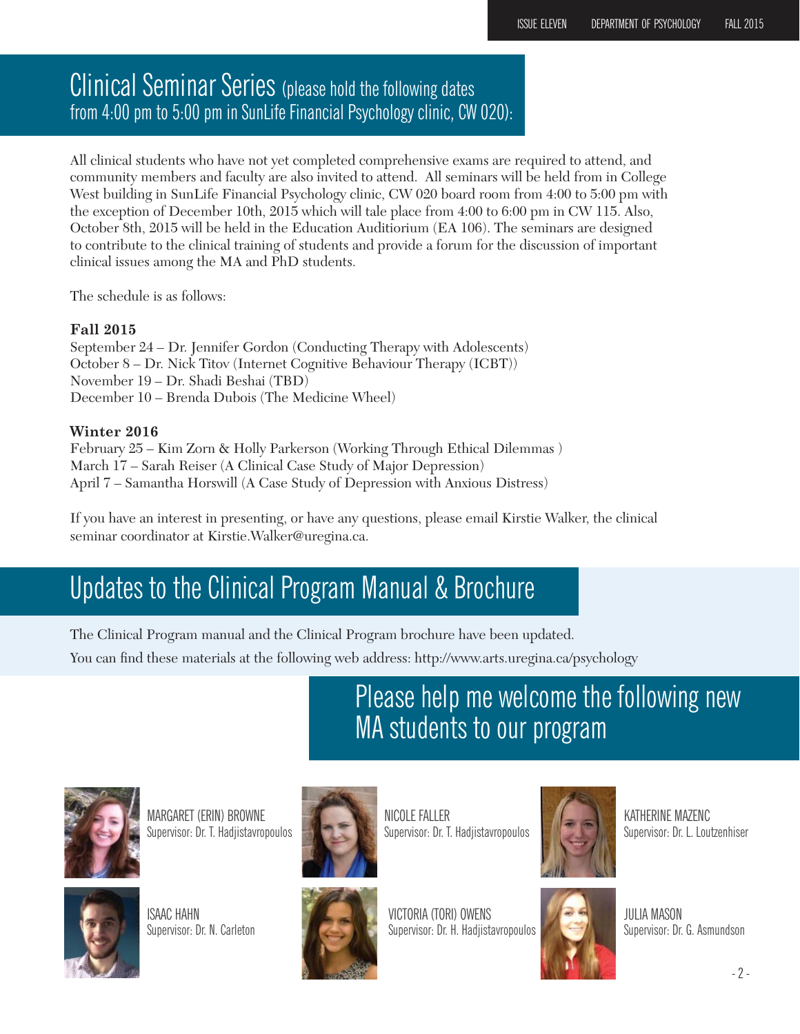## Clinical Seminar Series (please hold the following dates from 4:00 pm to 5:00 pm in SunLife Financial Psychology clinic, CW 020):

All clinical students who have not yet completed comprehensive exams are required to attend, and community members and faculty are also invited to attend. All seminars will be held from in College West building in SunLife Financial Psychology clinic, CW 020 board room from 4:00 to 5:00 pm with the exception of December 10th, 2015 which will tale place from 4:00 to 6:00 pm in CW 115. Also, October 8th, 2015 will be held in the Education Auditiorium (EA 106). The seminars are designed to contribute to the clinical training of students and provide a forum for the discussion of important clinical issues among the MA and PhD students.

The schedule is as follows:

**Fall 2015**

September 24 – Dr. Jennifer Gordon (Conducting Therapy with Adolescents)
October 8 – Dr. Nick Titov (Internet Cognitive Behaviour Therapy (ICBT))
November 19 – Dr. Shadi Beshai (TBD)
December 10 – Brenda Dubois (The Medicine Wheel)

**Winter 2016**

February 25 – Kim Zorn & Holly Parkerson (Working Through Ethical Dilemmas )
March 17 – Sarah Reiser (A Clinical Case Study of Major Depression)
April 7 – Samantha Horswill (A Case Study of Depression with Anxious Distress)

If you have an interest in presenting, or have any questions, please email Kirstie Walker, the clinical seminar coordinator at Kirstie.Walker@uregina.ca.

## Updates to the Clinical Program Manual & Brochure

The Clinical Program manual and the Clinical Program brochure have been updated.

You can find these materials at the following web address: http://www.arts.uregina.ca/psychology

## Please help me welcome the following new MA students to our program

MARGARET (ERIN) BROWNE
Supervisor: Dr. T. Hadjistavropoulos

NICOLE FALLER
Supervisor: Dr. T. Hadjistavropoulos

KATHERINE MAZENC
Supervisor: Dr. L. Loutzenhiser

ISAAC HAHN
Supervisor: Dr. N. Carleton

VICTORIA (TORI) OWENS
Supervisor: Dr. H. Hadjistavropoulos

JULIA MASON
Supervisor: Dr. G. Asmundson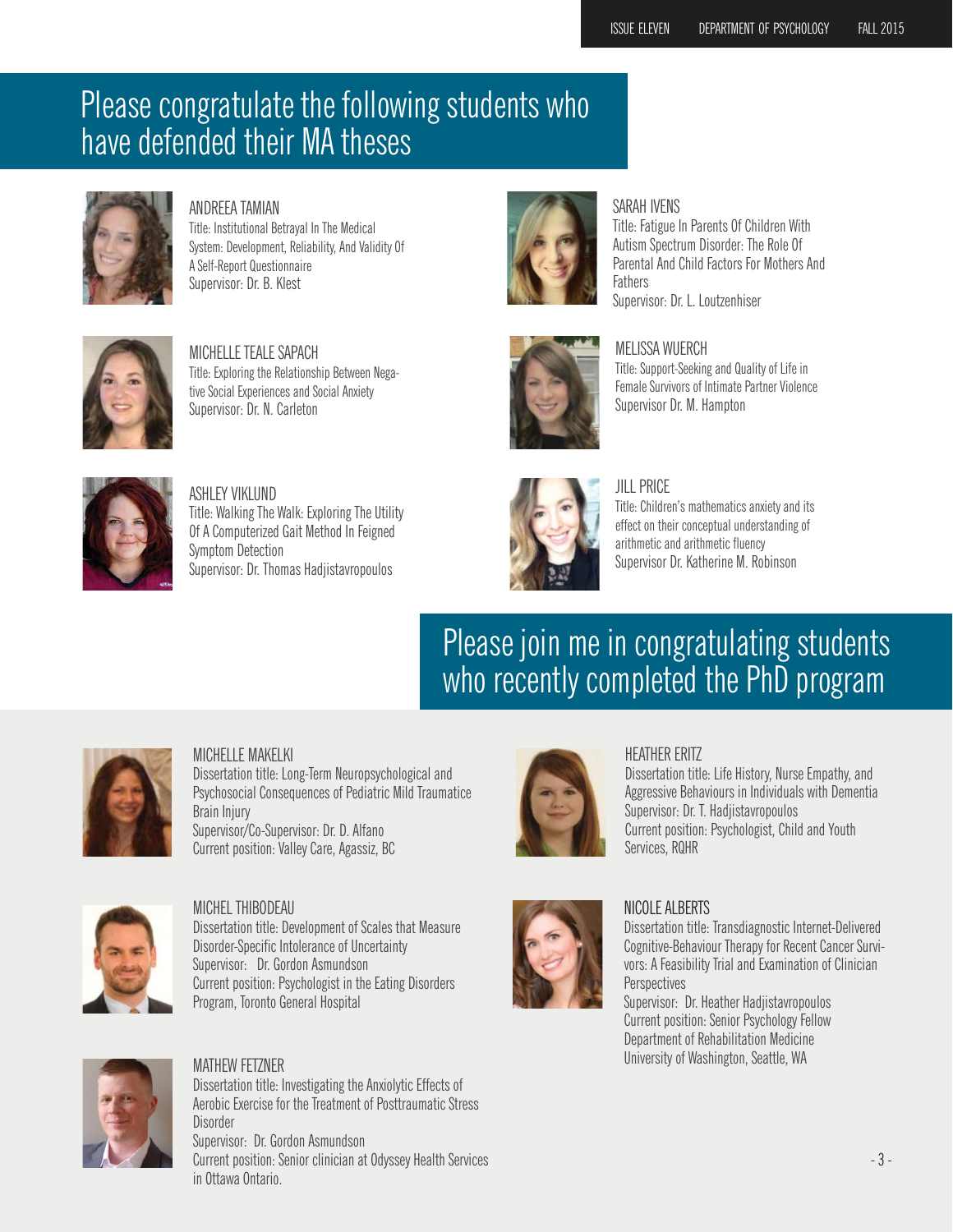## Please congratulate the following students who have defended their MA theses

ANDREEA TAMIAN
Title: Institutional Betrayal In The Medical System: Development, Reliability, And Validity Of A Self-Report Questionnaire
Supervisor: Dr. B. Klest

SARAH IVENS
Title: Fatigue In Parents Of Children With Autism Spectrum Disorder: The Role Of Parental And Child Factors For Mothers And Fathers
Supervisor: Dr. L. Loutzenhiser

MICHELLE TEALE SAPACH
Title: Exploring the Relationship Between Negative Social Experiences and Social Anxiety
Supervisor: Dr. N. Carleton

MELISSA WUERCH
Title: Support-Seeking and Quality of Life in Female Survivors of Intimate Partner Violence
Supervisor Dr. M. Hampton

ASHLEY VIKLUND
Title: Walking The Walk: Exploring The Utility Of A Computerized Gait Method In Feigned Symptom Detection
Supervisor: Dr. Thomas Hadjistavropoulos

JILL PRICE
Title: Children's mathematics anxiety and its effect on their conceptual understanding of arithmetic and arithmetic fluency
Supervisor Dr. Katherine M. Robinson

## Please join me in congratulating students who recently completed the PhD program

MICHELLE MAKELKI
Dissertation title: Long-Term Neuropsychological and Psychosocial Consequences of Pediatric Mild Traumatic Brain Injury
Supervisor/Co-Supervisor: Dr. D. Alfano
Current position: Valley Care, Agassiz, BC

HEATHER ERITZ
Dissertation title: Life History, Nurse Empathy, and Aggressive Behaviours in Individuals with Dementia
Supervisor: Dr. T. Hadjistavropoulos
Current position: Psychologist, Child and Youth Services, RQHR

MICHEL THIBODEAU
Dissertation title: Development of Scales that Measure Disorder-Specific Intolerance of Uncertainty
Supervisor: Dr. Gordon Asmundson
Current position: Psychologist in the Eating Disorders Program, Toronto General Hospital

NICOLE ALBERTS
Dissertation title: Transdiagnostic Internet-Delivered Cognitive-Behaviour Therapy for Recent Cancer Survivors: A Feasibility Trial and Examination of Clinician Perspectives
Supervisor: Dr. Heather Hadjistavropoulos
Current position: Senior Psychology Fellow
Department of Rehabilitation Medicine
University of Washington, Seattle, WA

MATHEW FETZNER
Dissertation title: Investigating the Anxiolytic Effects of Aerobic Exercise for the Treatment of Posttraumatic Stress Disorder
Supervisor: Dr. Gordon Asmundson
Current position: Senior clinician at Odyssey Health Services in Ottawa Ontario.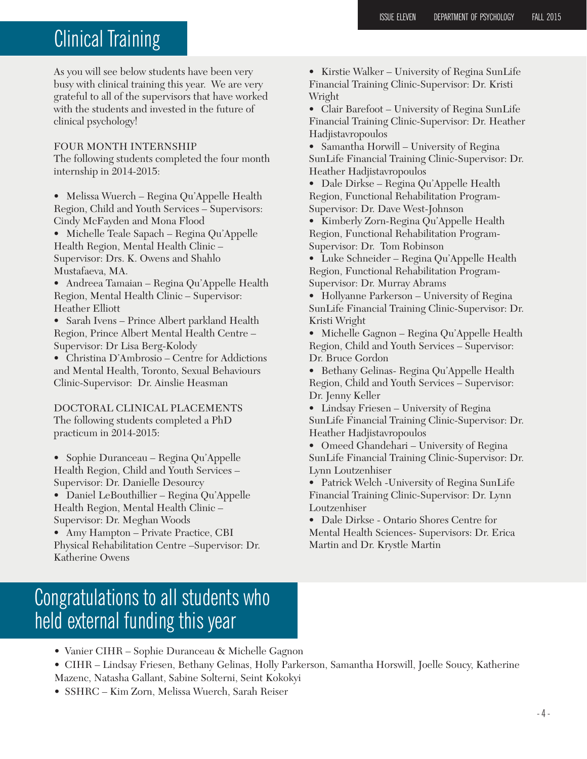# Clinical Training

As you will see below students have been very busy with clinical training this year. We are very grateful to all of the supervisors that have worked with the students and invested in the future of clinical psychology!

FOUR MONTH INTERNSHIP
The following students completed the four month internship in 2014-2015:

- Melissa Wuerch – Regina Qu'Appelle Health Region, Child and Youth Services – Supervisors: Cindy McFayden and Mona Flood
- Michelle Teale Sapach – Regina Qu'Appelle Health Region, Mental Health Clinic – Supervisor: Drs. K. Owens and Shahlo Mustafaeva, MA.
- Andreea Tamaian – Regina Qu'Appelle Health Region, Mental Health Clinic – Supervisor: Heather Elliott
- Sarah Ivens – Prince Albert parkland Health Region, Prince Albert Mental Health Centre – Supervisor: Dr Lisa Berg-Kolody
- Christina D'Ambrosio – Centre for Addictions and Mental Health, Toronto, Sexual Behaviours Clinic-Supervisor: Dr. Ainslie Heasman

DOCTORAL CLINICAL PLACEMENTS
The following students completed a PhD practicum in 2014-2015:

- Sophie Duranceau – Regina Qu'Appelle Health Region, Child and Youth Services – Supervisor: Dr. Danielle Desourcy
- Daniel LeBouthillier – Regina Qu'Appelle Health Region, Mental Health Clinic – Supervisor: Dr. Meghan Woods
- Amy Hampton – Private Practice, CBI Physical Rehabilitation Centre –Supervisor: Dr. Katherine Owens
- Kirstie Walker – University of Regina SunLife Financial Training Clinic-Supervisor: Dr. Kristi Wright
- Clair Barefoot – University of Regina SunLife Financial Training Clinic-Supervisor: Dr. Heather Hadjistavropoulos
- Samantha Horwill – University of Regina SunLife Financial Training Clinic-Supervisor: Dr. Heather Hadjistavropoulos
- Dale Dirkse – Regina Qu'Appelle Health Region, Functional Rehabilitation Program-Supervisor: Dr. Dave West-Johnson
- Kimberly Zorn-Regina Qu'Appelle Health Region, Functional Rehabilitation Program-Supervisor: Dr. Tom Robinson
- Luke Schneider – Regina Qu'Appelle Health Region, Functional Rehabilitation Program-Supervisor: Dr. Murray Abrams
- Hollyanne Parkerson – University of Regina SunLife Financial Training Clinic-Supervisor: Dr. Kristi Wright
- Michelle Gagnon – Regina Qu'Appelle Health Region, Child and Youth Services – Supervisor: Dr. Bruce Gordon
- Bethany Gelinas- Regina Qu'Appelle Health Region, Child and Youth Services – Supervisor: Dr. Jenny Keller
- Lindsay Friesen – University of Regina SunLife Financial Training Clinic-Supervisor: Dr. Heather Hadjistavropoulos
- Omeed Ghandehari – University of Regina SunLife Financial Training Clinic-Supervisor: Dr. Lynn Loutzenhiser
- Patrick Welch -University of Regina SunLife Financial Training Clinic-Supervisor: Dr. Lynn Loutzenhiser
- Dale Dirkse - Ontario Shores Centre for Mental Health Sciences- Supervisors: Dr. Erica Martin and Dr. Krystle Martin

# Congratulations to all students who held external funding this year

- Vanier CIHR – Sophie Duranceau & Michelle Gagnon
- CIHR – Lindsay Friesen, Bethany Gelinas, Holly Parkerson, Samantha Horswill, Joelle Soucy, Katherine Mazenc, Natasha Gallant, Sabine Solterni, Seint Kokokyi
- SSHRC – Kim Zorn, Melissa Wuerch, Sarah Reiser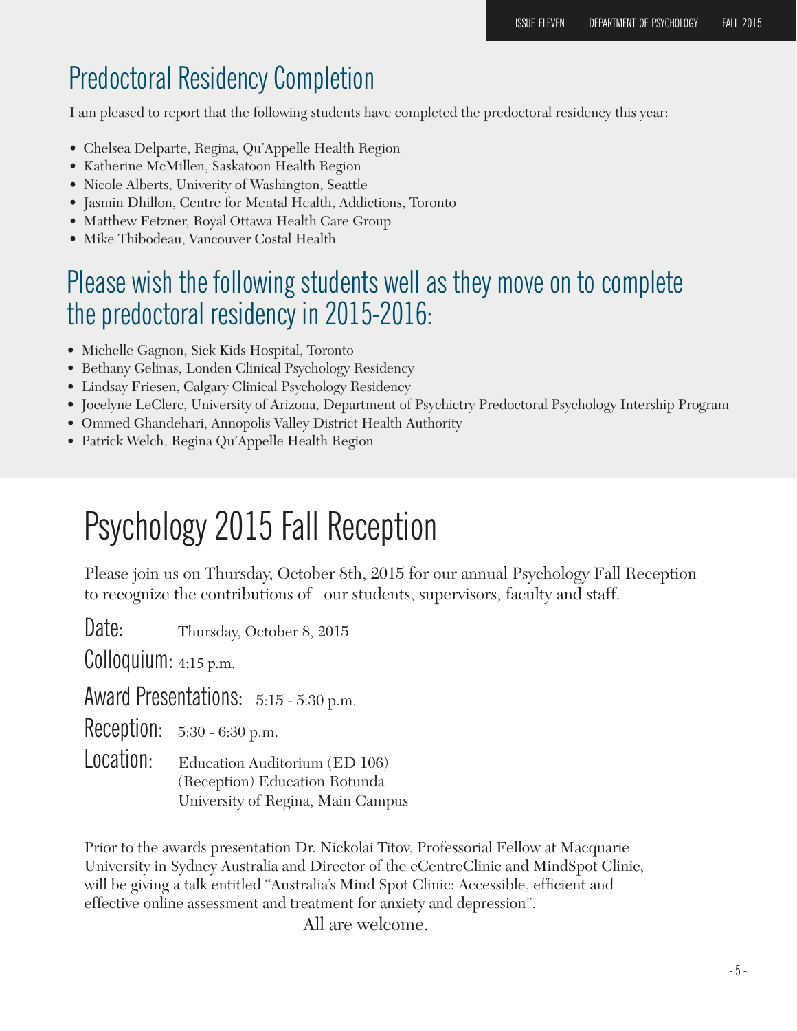## Predoctoral Residency Completion

I am pleased to report that the following students have completed the predoctoral residency this year:

- Chelsea Delparte, Regina, Qu'Appelle Health Region
- Katherine McMillen, Saskatoon Health Region
- Nicole Alberts, Univerity of Washington, Seattle
- Jasmin Dhillon, Centre for Mental Health, Addictions, Toronto
- Matthew Fetzner, Royal Ottawa Health Care Group
- Mike Thibodeau, Vancouver Costal Health

## Please wish the following students well as they move on to complete the predoctoral residency in 2015-2016:

- Michelle Gagnon, Sick Kids Hospital, Toronto
- Bethany Gelinas, Londen Clinical Psychology Residency
- Lindsay Friesen, Calgary Clinical Psychology Residency
- Jocelyne LeClerc, University of Arizona, Department of Psychictry Predoctoral Psychology Intership Program
- Ommed Ghandehari, Annopolis Valley District Health Authority
- Patrick Welch, Regina Qu'Appelle Health Region

# Psychology 2015 Fall Reception

Please join us on Thursday, October 8th, 2015 for our annual Psychology Fall Reception to recognize the contributions of our students, supervisors, faculty and staff.

**Date:** Thursday, October 8, 2015

**Colloquium:** 4:15 p.m.

**Award Presentations:** 5:15 - 5:30 p.m.

**Reception:** 5:30 - 6:30 p.m.

**Location:** Education Auditorium (ED 106)
(Reception) Education Rotunda
University of Regina, Main Campus

Prior to the awards presentation Dr. Nickolai Titov, Professorial Fellow at Macquarie University in Sydney Australia and Director of the eCentreClinic and MindSpot Clinic, will be giving a talk entitled "Australia's Mind Spot Clinic: Accessible, efficient and effective online assessment and treatment for anxiety and depression".

All are welcome.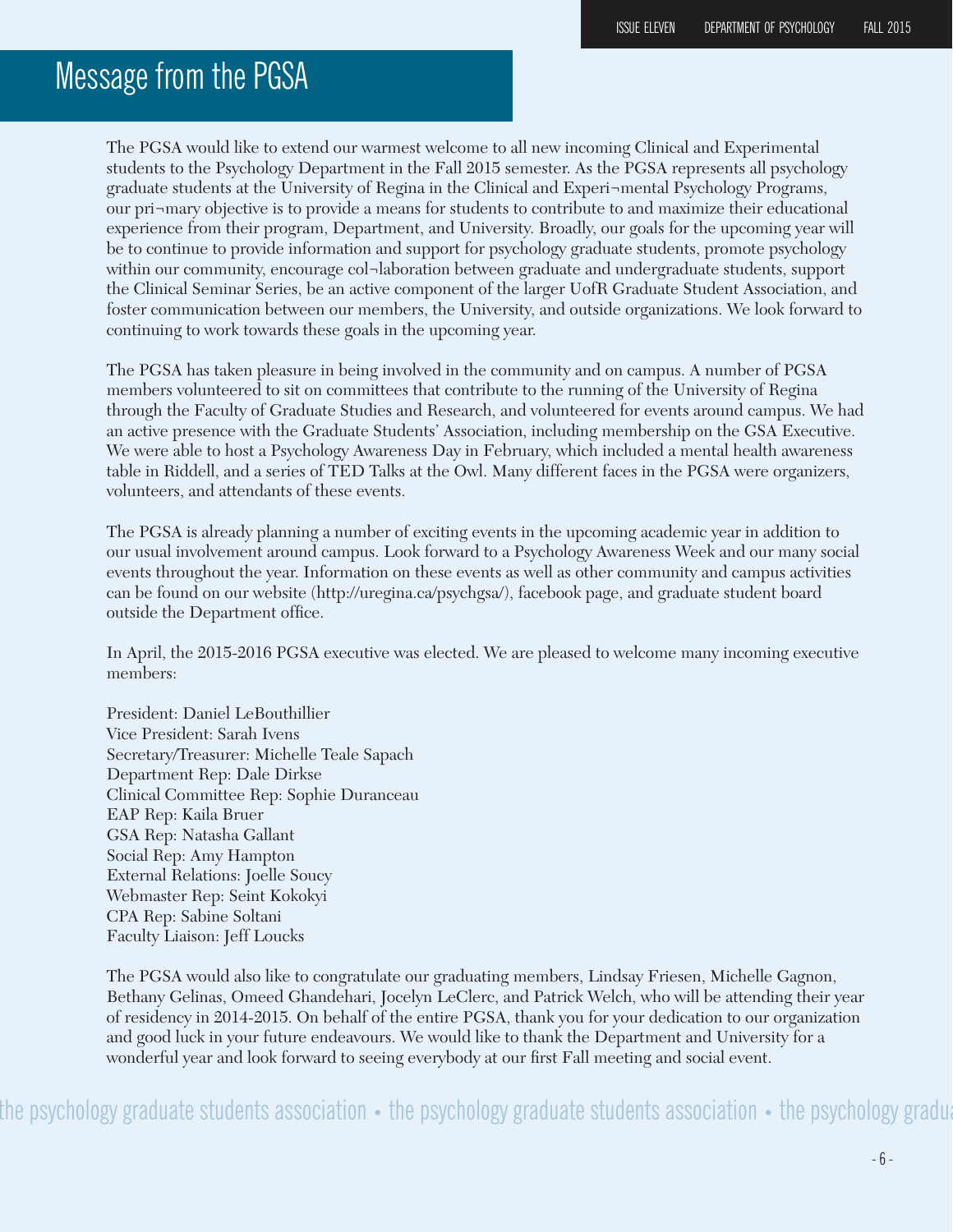# Message from the PGSA

The PGSA would like to extend our warmest welcome to all new incoming Clinical and Experimental students to the Psychology Department in the Fall 2015 semester. As the PGSA represents all psychology graduate students at the University of Regina in the Clinical and Experi¬mental Psychology Programs, our pri¬mary objective is to provide a means for students to contribute to and maximize their educational experience from their program, Department, and University. Broadly, our goals for the upcoming year will be to continue to provide information and support for psychology graduate students, promote psychology within our community, encourage col¬laboration between graduate and undergraduate students, support the Clinical Seminar Series, be an active component of the larger UofR Graduate Student Association, and foster communication between our members, the University, and outside organizations. We look forward to continuing to work towards these goals in the upcoming year.

The PGSA has taken pleasure in being involved in the community and on campus. A number of PGSA members volunteered to sit on committees that contribute to the running of the University of Regina through the Faculty of Graduate Studies and Research, and volunteered for events around campus. We had an active presence with the Graduate Students' Association, including membership on the GSA Executive. We were able to host a Psychology Awareness Day in February, which included a mental health awareness table in Riddell, and a series of TED Talks at the Owl. Many different faces in the PGSA were organizers, volunteers, and attendants of these events.

The PGSA is already planning a number of exciting events in the upcoming academic year in addition to our usual involvement around campus. Look forward to a Psychology Awareness Week and our many social events throughout the year. Information on these events as well as other community and campus activities can be found on our website (http://uregina.ca/psychgsa/), facebook page, and graduate student board outside the Department office.

In April, the 2015-2016 PGSA executive was elected. We are pleased to welcome many incoming executive members:

President: Daniel LeBouthillier
Vice President: Sarah Ivens
Secretary/Treasurer: Michelle Teale Sapach
Department Rep: Dale Dirkse
Clinical Committee Rep: Sophie Duranceau
EAP Rep: Kaila Bruer
GSA Rep: Natasha Gallant
Social Rep: Amy Hampton
External Relations: Joelle Soucy
Webmaster Rep: Seint Kokokyi
CPA Rep: Sabine Soltani
Faculty Liaison: Jeff Loucks

The PGSA would also like to congratulate our graduating members, Lindsay Friesen, Michelle Gagnon, Bethany Gelinas, Omeed Ghandehari, Jocelyn LeClerc, and Patrick Welch, who will be attending their year of residency in 2014-2015. On behalf of the entire PGSA, thank you for your dedication to our organization and good luck in your future endeavours. We would like to thank the Department and University for a wonderful year and look forward to seeing everybody at our first Fall meeting and social event.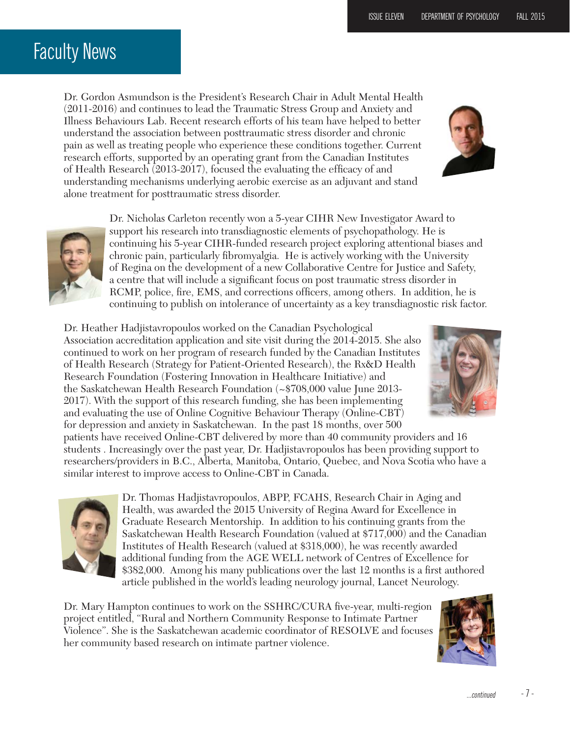# Faculty News

Dr. Gordon Asmundson is the President's Research Chair in Adult Mental Health (2011-2016) and continues to lead the Traumatic Stress Group and Anxiety and Illness Behaviours Lab. Recent research efforts of his team have helped to better understand the association between posttraumatic stress disorder and chronic pain as well as treating people who experience these conditions together. Current research efforts, supported by an operating grant from the Canadian Institutes of Health Research (2013-2017), focused the evaluating the efficacy of and understanding mechanisms underlying aerobic exercise as an adjuvant and stand alone treatment for posttraumatic stress disorder.

Dr. Nicholas Carleton recently won a 5-year CIHR New Investigator Award to support his research into transdiagnostic elements of psychopathology. He is continuing his 5-year CIHR-funded research project exploring attentional biases and chronic pain, particularly fibromyalgia. He is actively working with the University of Regina on the development of a new Collaborative Centre for Justice and Safety, a centre that will include a significant focus on post traumatic stress disorder in RCMP, police, fire, EMS, and corrections officers, among others. In addition, he is continuing to publish on intolerance of uncertainty as a key transdiagnostic risk factor.

Dr. Heather Hadjistavropoulos worked on the Canadian Psychological Association accreditation application and site visit during the 2014-2015. She also continued to work on her program of research funded by the Canadian Institutes of Health Research (Strategy for Patient-Oriented Research), the Rx&D Health Research Foundation (Fostering Innovation in Healthcare Initiative) and the Saskatchewan Health Research Foundation (~$708,000 value June 2013-2017). With the support of this research funding, she has been implementing and evaluating the use of Online Cognitive Behaviour Therapy (Online-CBT) for depression and anxiety in Saskatchewan. In the past 18 months, over 500 patients have received Online-CBT delivered by more than 40 community providers and 16 students . Increasingly over the past year, Dr. Hadjistavropoulos has been providing support to researchers/providers in B.C., Alberta, Manitoba, Ontario, Quebec, and Nova Scotia who have a similar interest to improve access to Online-CBT in Canada.

Dr. Thomas Hadjistavropoulos, ABPP, FCAHS, Research Chair in Aging and Health, was awarded the 2015 University of Regina Award for Excellence in Graduate Research Mentorship. In addition to his continuing grants from the Saskatchewan Health Research Foundation (valued at $717,000) and the Canadian Institutes of Health Research (valued at $318,000), he was recently awarded additional funding from the AGE WELL network of Centres of Excellence for $382,000. Among his many publications over the last 12 months is a first authored article published in the world's leading neurology journal, Lancet Neurology.

Dr. Mary Hampton continues to work on the SSHRC/CURA five-year, multi-region project entitled, "Rural and Northern Community Response to Intimate Partner Violence". She is the Saskatchewan academic coordinator of RESOLVE and focuses her community based research on intimate partner violence.

*...continued*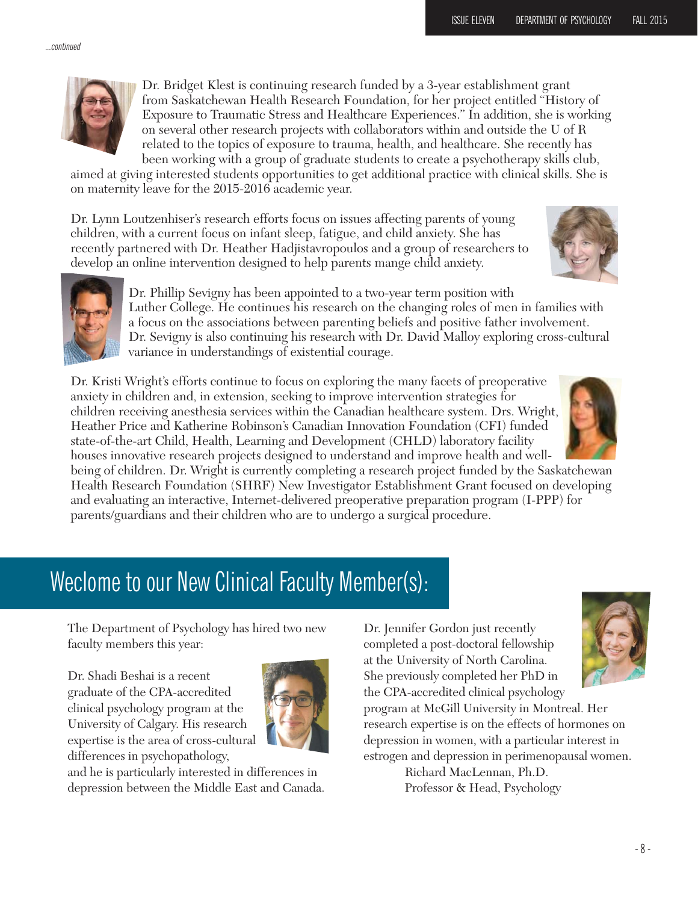*...continued*

Dr. Bridget Klest is continuing research funded by a 3-year establishment grant from Saskatchewan Health Research Foundation, for her project entitled "History of Exposure to Traumatic Stress and Healthcare Experiences." In addition, she is working on several other research projects with collaborators within and outside the U of R related to the topics of exposure to trauma, health, and healthcare. She recently has been working with a group of graduate students to create a psychotherapy skills club, aimed at giving interested students opportunities to get additional practice with clinical skills. She is on maternity leave for the 2015-2016 academic year.

Dr. Lynn Loutzenhiser's research efforts focus on issues affecting parents of young children, with a current focus on infant sleep, fatigue, and child anxiety. She has recently partnered with Dr. Heather Hadjistavropoulos and a group of researchers to develop an online intervention designed to help parents mange child anxiety.

Dr. Phillip Sevigny has been appointed to a two-year term position with Luther College. He continues his research on the changing roles of men in families with a focus on the associations between parenting beliefs and positive father involvement. Dr. Sevigny is also continuing his research with Dr. David Malloy exploring cross-cultural variance in understandings of existential courage.

Dr. Kristi Wright's efforts continue to focus on exploring the many facets of preoperative anxiety in children and, in extension, seeking to improve intervention strategies for children receiving anesthesia services within the Canadian healthcare system. Drs. Wright, Heather Price and Katherine Robinson's Canadian Innovation Foundation (CFI) funded state-of-the-art Child, Health, Learning and Development (CHLD) laboratory facility houses innovative research projects designed to understand and improve health and well-being of children. Dr. Wright is currently completing a research project funded by the Saskatchewan Health Research Foundation (SHRF) New Investigator Establishment Grant focused on developing and evaluating an interactive, Internet-delivered preoperative preparation program (I-PPP) for parents/guardians and their children who are to undergo a surgical procedure.

## Weclome to our New Clinical Faculty Member(s):

The Department of Psychology has hired two new faculty members this year:

Dr. Shadi Beshai is a recent graduate of the CPA-accredited clinical psychology program at the University of Calgary. His research expertise is the area of cross-cultural differences in psychopathology, and he is particularly interested in differences in depression between the Middle East and Canada.

Dr. Jennifer Gordon just recently completed a post-doctoral fellowship at the University of North Carolina. She previously completed her PhD in the CPA-accredited clinical psychology program at McGill University in Montreal. Her research expertise is on the effects of hormones on depression in women, with a particular interest in estrogen and depression in perimenopausal women.

Richard MacLennan, Ph.D.
Professor & Head, Psychology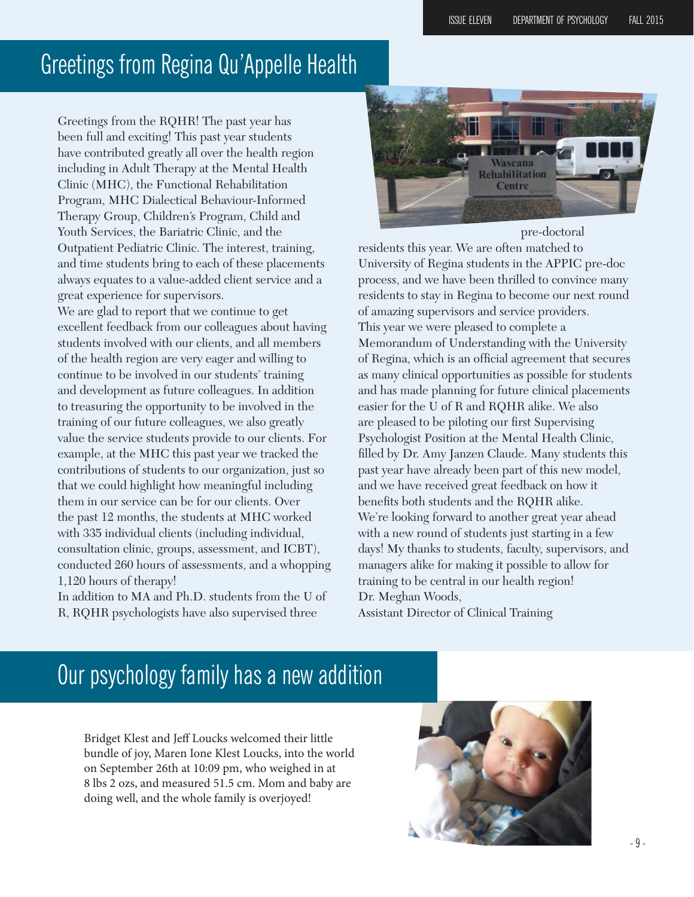## Greetings from Regina Qu'Appelle Health

Greetings from the RQHR! The past year has been full and exciting! This past year students have contributed greatly all over the health region including in Adult Therapy at the Mental Health Clinic (MHC), the Functional Rehabilitation Program, MHC Dialectical Behaviour-Informed Therapy Group, Children's Program, Child and Youth Services, the Bariatric Clinic, and the Outpatient Pediatric Clinic. The interest, training, and time students bring to each of these placements always equates to a value-added client service and a great experience for supervisors.

We are glad to report that we continue to get excellent feedback from our colleagues about having students involved with our clients, and all members of the health region are very eager and willing to continue to be involved in our students' training and development as future colleagues. In addition to treasuring the opportunity to be involved in the training of our future colleagues, we also greatly value the service students provide to our clients. For example, at the MHC this past year we tracked the contributions of students to our organization, just so that we could highlight how meaningful including them in our service can be for our clients. Over the past 12 months, the students at MHC worked with 335 individual clients (including individual, consultation clinic, groups, assessment, and ICBT), conducted 260 hours of assessments, and a whopping 1,120 hours of therapy!

In addition to MA and Ph.D. students from the U of R, RQHR psychologists have also supervised three pre-doctoral residents this year. We are often matched to University of Regina students in the APPIC pre-doc process, and we have been thrilled to convince many residents to stay in Regina to become our next round of amazing supervisors and service providers.

This year we were pleased to complete a Memorandum of Understanding with the University of Regina, which is an official agreement that secures as many clinical opportunities as possible for students and has made planning for future clinical placements easier for the U of R and RQHR alike. We also are pleased to be piloting our first Supervising Psychologist Position at the Mental Health Clinic, filled by Dr. Amy Janzen Claude. Many students this past year have already been part of this new model, and we have received great feedback on how it benefits both students and the RQHR alike.

We're looking forward to another great year ahead with a new round of students just starting in a few days! My thanks to students, faculty, supervisors, and managers alike for making it possible to allow for training to be central in our health region!

Dr. Meghan Woods,
Assistant Director of Clinical Training

## Our psychology family has a new addition

Bridget Klest and Jeff Loucks welcomed their little bundle of joy, Maren Ione Klest Loucks, into the world on September 26th at 10:09 pm, who weighed in at 8 lbs 2 ozs, and measured 51.5 cm. Mom and baby are doing well, and the whole family is overjoyed!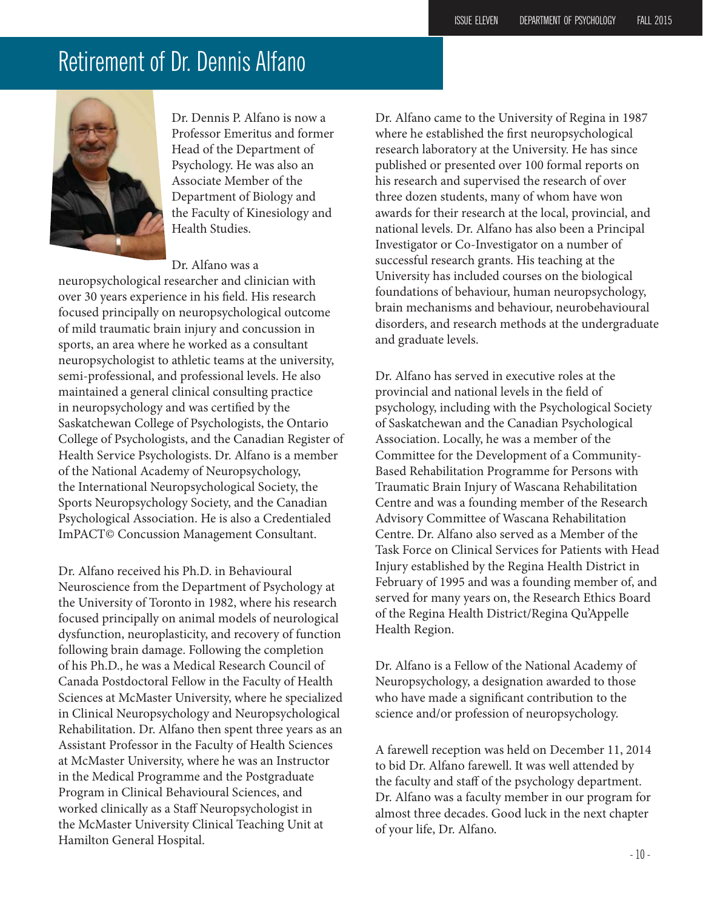# Retirement of Dr. Dennis Alfano

Dr. Dennis P. Alfano is now a Professor Emeritus and former Head of the Department of Psychology. He was also an Associate Member of the Department of Biology and the Faculty of Kinesiology and Health Studies.

Dr. Alfano was a neuropsychological researcher and clinician with over 30 years experience in his field. His research focused principally on neuropsychological outcome of mild traumatic brain injury and concussion in sports, an area where he worked as a consultant neuropsychologist to athletic teams at the university, semi-professional, and professional levels. He also maintained a general clinical consulting practice in neuropsychology and was certified by the Saskatchewan College of Psychologists, the Ontario College of Psychologists, and the Canadian Register of Health Service Psychologists. Dr. Alfano is a member of the National Academy of Neuropsychology, the International Neuropsychological Society, the Sports Neuropsychology Society, and the Canadian Psychological Association. He is also a Credentialed ImPACT© Concussion Management Consultant.

Dr. Alfano received his Ph.D. in Behavioural Neuroscience from the Department of Psychology at the University of Toronto in 1982, where his research focused principally on animal models of neurological dysfunction, neuroplasticity, and recovery of function following brain damage. Following the completion of his Ph.D., he was a Medical Research Council of Canada Postdoctoral Fellow in the Faculty of Health Sciences at McMaster University, where he specialized in Clinical Neuropsychology and Neuropsychological Rehabilitation. Dr. Alfano then spent three years as an Assistant Professor in the Faculty of Health Sciences at McMaster University, where he was an Instructor in the Medical Programme and the Postgraduate Program in Clinical Behavioural Sciences, and worked clinically as a Staff Neuropsychologist in the McMaster University Clinical Teaching Unit at Hamilton General Hospital.

Dr. Alfano came to the University of Regina in 1987 where he established the first neuropsychological research laboratory at the University. He has since published or presented over 100 formal reports on his research and supervised the research of over three dozen students, many of whom have won awards for their research at the local, provincial, and national levels. Dr. Alfano has also been a Principal Investigator or Co-Investigator on a number of successful research grants. His teaching at the University has included courses on the biological foundations of behaviour, human neuropsychology, brain mechanisms and behaviour, neurobehavioural disorders, and research methods at the undergraduate and graduate levels.

Dr. Alfano has served in executive roles at the provincial and national levels in the field of psychology, including with the Psychological Society of Saskatchewan and the Canadian Psychological Association. Locally, he was a member of the Committee for the Development of a Community-Based Rehabilitation Programme for Persons with Traumatic Brain Injury of Wascana Rehabilitation Centre and was a founding member of the Research Advisory Committee of Wascana Rehabilitation Centre. Dr. Alfano also served as a Member of the Task Force on Clinical Services for Patients with Head Injury established by the Regina Health District in February of 1995 and was a founding member of, and served for many years on, the Research Ethics Board of the Regina Health District/Regina Qu'Appelle Health Region.

Dr. Alfano is a Fellow of the National Academy of Neuropsychology, a designation awarded to those who have made a significant contribution to the science and/or profession of neuropsychology.

A farewell reception was held on December 11, 2014 to bid Dr. Alfano farewell. It was well attended by the faculty and staff of the psychology department. Dr. Alfano was a faculty member in our program for almost three decades. Good luck in the next chapter of your life, Dr. Alfano.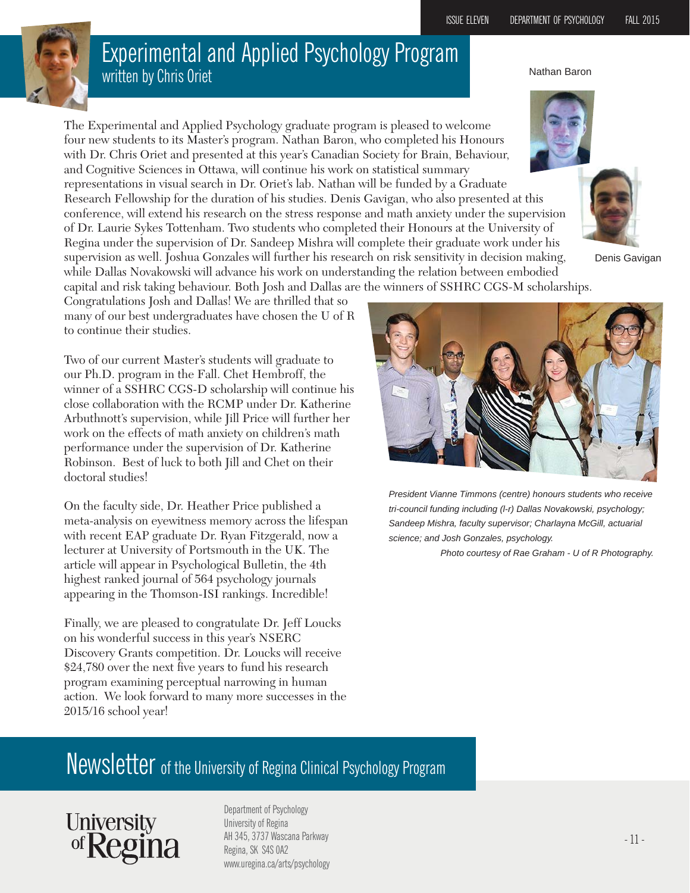# Experimental and Applied Psychology Program

written by Chris Oriet

Nathan Baron

The Experimental and Applied Psychology graduate program is pleased to welcome four new students to its Master's program. Nathan Baron, who completed his Honours with Dr. Chris Oriet and presented at this year's Canadian Society for Brain, Behaviour, and Cognitive Sciences in Ottawa, will continue his work on statistical summary representations in visual search in Dr. Oriet's lab. Nathan will be funded by a Graduate Research Fellowship for the duration of his studies. Denis Gavigan, who also presented at this conference, will extend his research on the stress response and math anxiety under the supervision of Dr. Laurie Sykes Tottenham. Two students who completed their Honours at the University of Regina under the supervision of Dr. Sandeep Mishra will complete their graduate work under his supervision as well. Joshua Gonzales will further his research on risk sensitivity in decision making, while Dallas Novakowski will advance his work on understanding the relation between embodied capital and risk taking behaviour. Both Josh and Dallas are the winners of SSHRC CGS-M scholarships. Congratulations Josh and Dallas! We are thrilled that so many of our best undergraduates have chosen the U of R to continue their studies.

Denis Gavigan

Two of our current Master's students will graduate to our Ph.D. program in the Fall. Chet Hembroff, the winner of a SSHRC CGS-D scholarship will continue his close collaboration with the RCMP under Dr. Katherine Arbuthnott's supervision, while Jill Price will further her work on the effects of math anxiety on children's math performance under the supervision of Dr. Katherine Robinson. Best of luck to both Jill and Chet on their doctoral studies!

*President Vianne Timmons (centre) honours students who receive tri-council funding including (l-r) Dallas Novakowski, psychology; Sandeep Mishra, faculty supervisor; Charlayna McGill, actuarial science; and Josh Gonzales, psychology.*

*Photo courtesy of Rae Graham - U of R Photography.*

On the faculty side, Dr. Heather Price published a meta-analysis on eyewitness memory across the lifespan with recent EAP graduate Dr. Ryan Fitzgerald, now a lecturer at University of Portsmouth in the UK. The article will appear in Psychological Bulletin, the 4th highest ranked journal of 564 psychology journals appearing in the Thomson-ISI rankings. Incredible!

Finally, we are pleased to congratulate Dr. Jeff Loucks on his wonderful success in this year's NSERC Discovery Grants competition. Dr. Loucks will receive $24,780 over the next five years to fund his research program examining perceptual narrowing in human action. We look forward to many more successes in the 2015/16 school year!

## Newsletter of the University of Regina Clinical Psychology Program

University of Regina

Department of Psychology
University of Regina
AH 345, 3737 Wascana Parkway
Regina, SK S4S 0A2
www.uregina.ca/arts/psychology